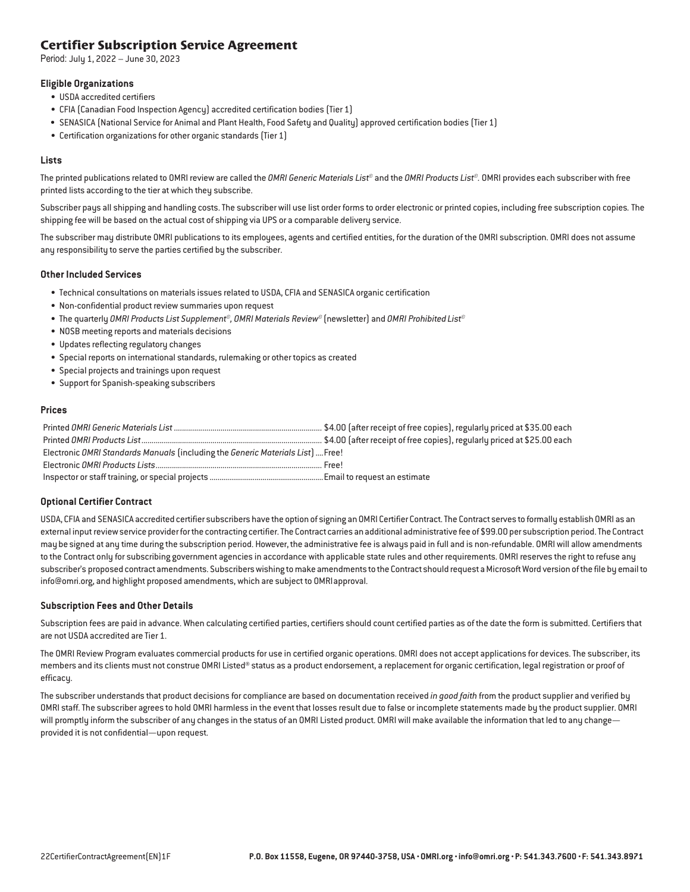# Certifier Subscription Service Agreement

Period: July 1, 2022 – June 30, 2023

### Eligible Organizations

- USDA accredited certifiers
- CFIA (Canadian Food Inspection Agency) accredited certification bodies (Tier 1)
- SENASICA (National Service for Animal and Plant Health, Food Safety and Quality) approved certification bodies (Tier 1)
- Certification organizations for other organic standards (Tier 1)

### Lists

The printed publications related to OMRI review are called the *OMRI Generic Materials List*© and the *OMRI Products List*©. OMRI provides each subscriber with free printed lists according to the tier at which they subscribe.

Subscriber pays all shipping and handling costs. The subscriber will use list order forms to order electronic or printed copies, including free subscription copies. The shipping fee will be based on the actual cost of shipping via UPS or a comparable delivery service.

The subscriber may distribute OMRI publications to its employees, agents and certified entities, for the duration of the OMRI subscription. OMRI does not assume any responsibility to serve the parties certified by the subscriber.

### Other Included Services

- Technical consultations on materials issues related to USDA, CFIA and SENASICA organic certification
- Non-confidential product review summaries upon request
- The quarterly *OMRI Products List Supplement*©, *OMRI Materials Review*® (newsletter) and *OMRI Prohibited List*©
- NOSB meeting reports and materials decisions
- Updates reflecting regulatory changes
- Special reports on international standards, rulemaking or other topics as created
- Special projects and trainings upon request
- Support for Spanish-speaking subscribers

### Prices

| Item | Price |
|---|---|
| Printed *OMRI Generic Materials List* | $4.00 (after receipt of free copies), regularly priced at $35.00 each |
| Printed *OMRI Products List* | $4.00 (after receipt of free copies), regularly priced at $25.00 each |
| Electronic *OMRI Standards Manuals* (including the *Generic Materials List*) | Free! |
| Electronic *OMRI Products Lists* | Free! |
| Inspector or staff training, or special projects | Email to request an estimate |

### Optional Certifier Contract

USDA, CFIA and SENASICA accredited certifier subscribers have the option of signing an OMRI Certifier Contract. The Contract serves to formally establish OMRI as an external input review service provider for the contracting certifier. The Contract carries an additional administrative fee of $99.00 per subscription period. The Contract may be signed at any time during the subscription period. However, the administrative fee is always paid in full and is non-refundable. OMRI will allow amendments to the Contract only for subscribing government agencies in accordance with applicable state rules and other requirements. OMRI reserves the right to refuse any subscriber's proposed contract amendments. Subscribers wishing to make amendments to the Contract should request a Microsoft Word version of the file by email to info@omri.org, and highlight proposed amendments, which are subject to OMRI approval.

### Subscription Fees and Other Details

Subscription fees are paid in advance. When calculating certified parties, certifiers should count certified parties as of the date the form is submitted. Certifiers that are not USDA accredited are Tier 1.

The OMRI Review Program evaluates commercial products for use in certified organic operations. OMRI does not accept applications for devices. The subscriber, its members and its clients must not construe OMRI Listed® status as a product endorsement, a replacement for organic certification, legal registration or proof of efficacy.

The subscriber understands that product decisions for compliance are based on documentation received *in good faith* from the product supplier and verified by OMRI staff. The subscriber agrees to hold OMRI harmless in the event that losses result due to false or incomplete statements made by the product supplier. OMRI will promptly inform the subscriber of any changes in the status of an OMRI Listed product. OMRI will make available the information that led to any change—provided it is not confidential—upon request.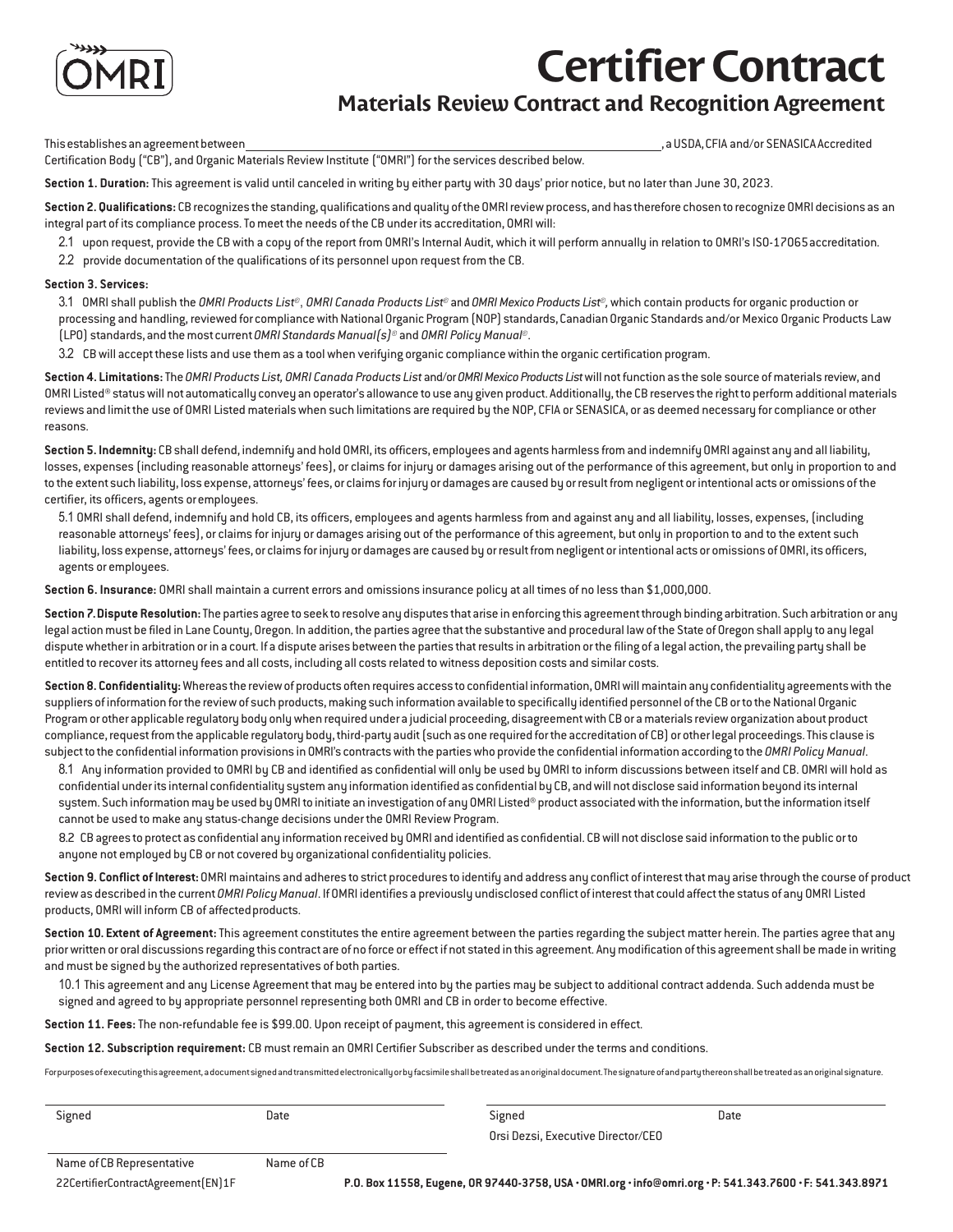# Certifier Contract

## Materials Review Contract and Recognition Agreement

This establishes an agreement between \_\_\_\_\_\_\_\_\_\_\_\_\_\_\_\_\_\_\_\_\_\_\_\_\_\_\_\_\_\_\_\_\_\_\_\_\_\_\_\_, a USDA, CFIA and/or SENASICA Accredited Certification Body ("CB"), and Organic Materials Review Institute ("OMRI") for the services described below.

**Section 1. Duration:** This agreement is valid until canceled in writing by either party with 30 days' prior notice, but no later than June 30, 2023.

**Section 2. Qualifications:** CB recognizes the standing, qualifications and quality of the OMRI review process, and has therefore chosen to recognize OMRI decisions as an integral part of its compliance process. To meet the needs of the CB under its accreditation, OMRI will:

2.1 upon request, provide the CB with a copy of the report from OMRI's Internal Audit, which it will perform annually in relation to OMRI's ISO-17065 accreditation.

2.2 provide documentation of the qualifications of its personnel upon request from the CB.

**Section 3. Services:**

3.1 OMRI shall publish the *OMRI Products List*®, *OMRI Canada Products List*® and *OMRI Mexico Products List*®, which contain products for organic production or processing and handling, reviewed for compliance with National Organic Program (NOP) standards, Canadian Organic Standards and/or Mexico Organic Products Law (LPO) standards, and the most current *OMRI Standards Manual(s)*® and *OMRI Policy Manual*®.

3.2 CB will accept these lists and use them as a tool when verifying organic compliance within the organic certification program.

**Section 4. Limitations:** The *OMRI Products List, OMRI Canada Products List* and/or *OMRI Mexico Products List* will not function as the sole source of materials review, and OMRI Listed® status will not automatically convey an operator's allowance to use any given product. Additionally, the CB reserves the right to perform additional materials reviews and limit the use of OMRI Listed materials when such limitations are required by the NOP, CFIA or SENASICA, or as deemed necessary for compliance or other reasons.

**Section 5. Indemnity:** CB shall defend, indemnify and hold OMRI, its officers, employees and agents harmless from and indemnify OMRI against any and all liability, losses, expenses (including reasonable attorneys' fees), or claims for injury or damages arising out of the performance of this agreement, but only in proportion to and to the extent such liability, loss expense, attorneys' fees, or claims for injury or damages are caused by or result from negligent or intentional acts or omissions of the certifier, its officers, agents or employees.

5.1 OMRI shall defend, indemnify and hold CB, its officers, employees and agents harmless from and against any and all liability, losses, expenses, (including reasonable attorneys' fees), or claims for injury or damages arising out of the performance of this agreement, but only in proportion to and to the extent such liability, loss expense, attorneys' fees, or claims for injury or damages are caused by or result from negligent or intentional acts or omissions of OMRI, its officers, agents or employees.

**Section 6. Insurance:** OMRI shall maintain a current errors and omissions insurance policy at all times of no less than $1,000,000.

**Section 7. Dispute Resolution:** The parties agree to seek to resolve any disputes that arise in enforcing this agreement through binding arbitration. Such arbitration or any legal action must be filed in Lane County, Oregon. In addition, the parties agree that the substantive and procedural law of the State of Oregon shall apply to any legal dispute whether in arbitration or in a court. If a dispute arises between the parties that results in arbitration or the filing of a legal action, the prevailing party shall be entitled to recover its attorney fees and all costs, including all costs related to witness deposition costs and similar costs.

**Section 8. Confidentiality:** Whereas the review of products often requires access to confidential information, OMRI will maintain any confidentiality agreements with the suppliers of information for the review of such products, making such information available to specifically identified personnel of the CB or to the National Organic Program or other applicable regulatory body only when required under a judicial proceeding, disagreement with CB or a materials review organization about product compliance, request from the applicable regulatory body, third-party audit (such as one required for the accreditation of CB) or other legal proceedings. This clause is subject to the confidential information provisions in OMRI's contracts with the parties who provide the confidential information according to the *OMRI Policy Manual*.

8.1 Any information provided to OMRI by CB and identified as confidential will only be used by OMRI to inform discussions between itself and CB. OMRI will hold as confidential under its internal confidentiality system any information identified as confidential by CB, and will not disclose said information beyond its internal system. Such information may be used by OMRI to initiate an investigation of any OMRI Listed® product associated with the information, but the information itself cannot be used to make any status-change decisions under the OMRI Review Program.

8.2 CB agrees to protect as confidential any information received by OMRI and identified as confidential. CB will not disclose said information to the public or to anyone not employed by CB or not covered by organizational confidentiality policies.

**Section 9. Conflict of Interest:** OMRI maintains and adheres to strict procedures to identify and address any conflict of interest that may arise through the course of product review as described in the current *OMRI Policy Manual*. If OMRI identifies a previously undisclosed conflict of interest that could affect the status of any OMRI Listed products, OMRI will inform CB of affected products.

**Section 10. Extent of Agreement:** This agreement constitutes the entire agreement between the parties regarding the subject matter herein. The parties agree that any prior written or oral discussions regarding this contract are of no force or effect if not stated in this agreement. Any modification of this agreement shall be made in writing and must be signed by the authorized representatives of both parties.

10.1 This agreement and any License Agreement that may be entered into by the parties may be subject to additional contract addenda. Such addenda must be signed and agreed to by appropriate personnel representing both OMRI and CB in order to become effective.

**Section 11. Fees:** The non-refundable fee is $99.00. Upon receipt of payment, this agreement is considered in effect.

**Section 12. Subscription requirement:** CB must remain an OMRI Certifier Subscriber as described under the terms and conditions.

For purposes of executing this agreement, a document signed and transmitted electronically or by facsimile shall be treated as an original document. The signature of and party thereon shall be treated as an original signature.

| Signed | Date | Signed | Date |
|---|---|---|---|
| | | Orsi Dezsi, Executive Director/CEO | |
| Name of CB Representative | Name of CB | | |

22CertifierContractAgreement(EN)1F

P.O. Box 11558, Eugene, OR 97440-3758, USA • OMRI.org • info@omri.org • P: 541.343.7600 • F: 541.343.8971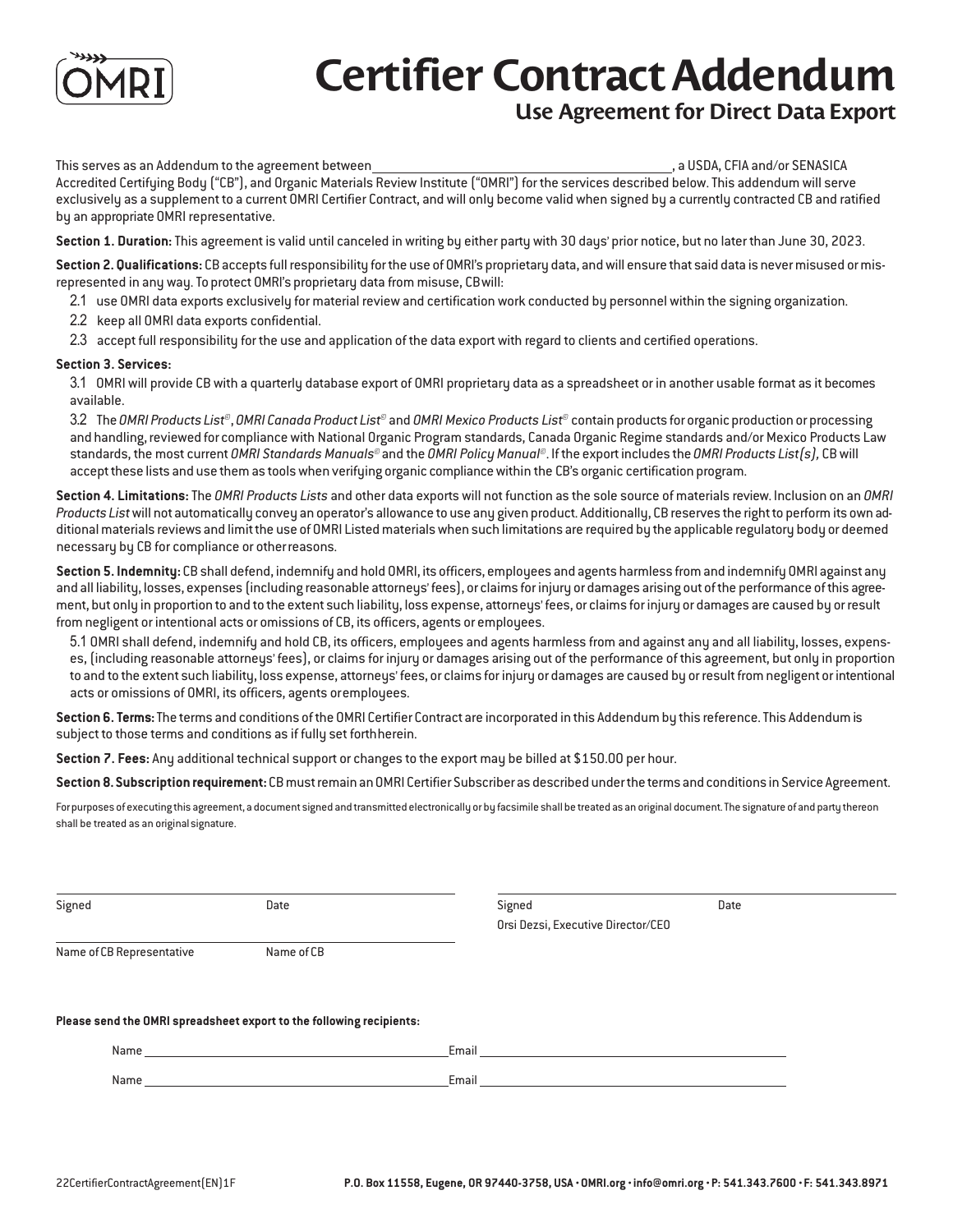# Certifier Contract Addendum

## Use Agreement for Direct Data Export

This serves as an Addendum to the agreement between \_\_\_\_\_\_\_\_\_\_\_\_\_\_\_\_\_\_\_\_\_\_\_\_\_\_\_\_\_\_\_\_\_\_\_\_\_\_\_\_, a USDA, CFIA and/or SENASICA Accredited Certifying Body ("CB"), and Organic Materials Review Institute ("OMRI") for the services described below. This addendum will serve exclusively as a supplement to a current OMRI Certifier Contract, and will only become valid when signed by a currently contracted CB and ratified by an appropriate OMRI representative.

**Section 1. Duration:** This agreement is valid until canceled in writing by either party with 30 days' prior notice, but no later than June 30, 2023.

**Section 2. Qualifications:** CB accepts full responsibility for the use of OMRI's proprietary data, and will ensure that said data is never misused or misrepresented in any way. To protect OMRI's proprietary data from misuse, CB will:

- 2.1 use OMRI data exports exclusively for material review and certification work conducted by personnel within the signing organization.
- 2.2 keep all OMRI data exports confidential.
- 2.3 accept full responsibility for the use and application of the data export with regard to clients and certified operations.

**Section 3. Services:**

3.1 OMRI will provide CB with a quarterly database export of OMRI proprietary data as a spreadsheet or in another usable format as it becomes available.

3.2 The *OMRI Products List©*, *OMRI Canada Product List©* and *OMRI Mexico Products List©* contain products for organic production or processing and handling, reviewed for compliance with National Organic Program standards, Canada Organic Regime standards and/or Mexico Products Law standards, the most current *OMRI Standards Manuals©* and the *OMRI Policy Manual©*. If the export includes the *OMRI Products List(s)*, CB will accept these lists and use them as tools when verifying organic compliance within the CB's organic certification program.

**Section 4. Limitations:** The *OMRI Products Lists* and other data exports will not function as the sole source of materials review. Inclusion on an *OMRI Products List* will not automatically convey an operator's allowance to use any given product. Additionally, CB reserves the right to perform its own additional materials reviews and limit the use of OMRI Listed materials when such limitations are required by the applicable regulatory body or deemed necessary by CB for compliance or other reasons.

**Section 5. Indemnity:** CB shall defend, indemnify and hold OMRI, its officers, employees and agents harmless from and indemnify OMRI against any and all liability, losses, expenses (including reasonable attorneys' fees), or claims for injury or damages arising out of the performance of this agreement, but only in proportion to and to the extent such liability, loss expense, attorneys' fees, or claims for injury or damages are caused by or result from negligent or intentional acts or omissions of CB, its officers, agents or employees.

5.1 OMRI shall defend, indemnify and hold CB, its officers, employees and agents harmless from and against any and all liability, losses, expenses, (including reasonable attorneys' fees), or claims for injury or damages arising out of the performance of this agreement, but only in proportion to and to the extent such liability, loss expense, attorneys' fees, or claims for injury or damages are caused by or result from negligent or intentional acts or omissions of OMRI, its officers, agents or employees.

**Section 6. Terms:** The terms and conditions of the OMRI Certifier Contract are incorporated in this Addendum by this reference. This Addendum is subject to those terms and conditions as if fully set forth herein.

**Section 7. Fees:** Any additional technical support or changes to the export may be billed at $150.00 per hour.

**Section 8. Subscription requirement:** CB must remain an OMRI Certifier Subscriber as described under the terms and conditions in Service Agreement.

For purposes of executing this agreement, a document signed and transmitted electronically or by facsimile shall be treated as an original document. The signature of and party thereon shall be treated as an original signature.

Signed \_\_\_\_\_\_\_\_\_\_\_\_\_\_\_\_ Date \_\_\_\_\_\_\_\_\_\_\_\_\_\_\_\_

Name of CB Representative \_\_\_\_\_\_\_\_\_\_\_\_\_\_\_\_ Name of CB \_\_\_\_\_\_\_\_\_\_\_\_\_\_\_\_

Signed \_\_\_\_\_\_\_\_\_\_\_\_\_\_\_\_ Date \_\_\_\_\_\_\_\_\_\_\_\_\_\_\_\_

Orsi Dezsi, Executive Director/CEO

**Please send the OMRI spreadsheet export to the following recipients:**

Name \_\_\_\_\_\_\_\_\_\_\_\_\_\_\_\_\_\_\_\_\_\_\_\_\_\_\_\_\_\_\_\_ Email \_\_\_\_\_\_\_\_\_\_\_\_\_\_\_\_\_\_\_\_\_\_\_\_\_\_\_\_\_\_\_\_

Name \_\_\_\_\_\_\_\_\_\_\_\_\_\_\_\_\_\_\_\_\_\_\_\_\_\_\_\_\_\_\_\_ Email \_\_\_\_\_\_\_\_\_\_\_\_\_\_\_\_\_\_\_\_\_\_\_\_\_\_\_\_\_\_\_\_

22CertifierContractAgreement(EN)1F

**P.O. Box 11558, Eugene, OR 97440-3758, USA • OMRI.org • info@omri.org • P: 541.343.7600 • F: 541.343.8971**